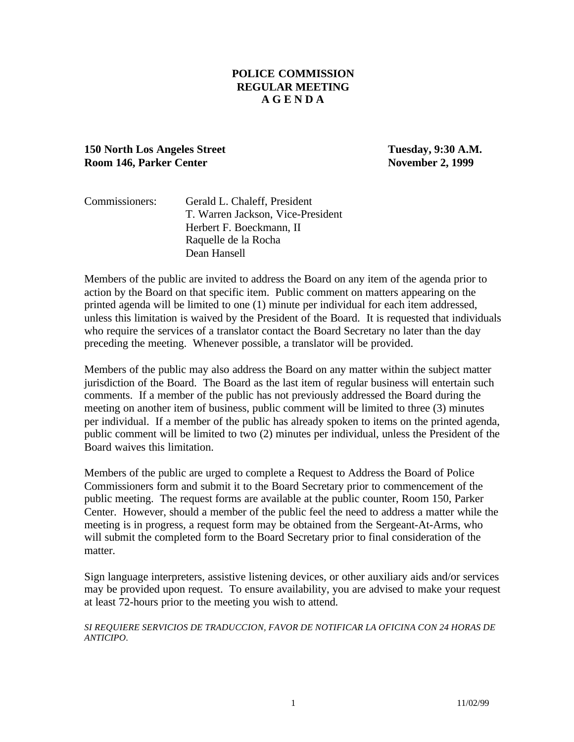# POLICE COMMISSION
# REGULAR MEETING
# A G E N D A

**150 North Los Angeles Street** — **Tuesday, 9:30 A.M.**
**Room 146, Parker Center** — **November 2, 1999**

Commissioners: Gerald L. Chaleff, President
T. Warren Jackson, Vice-President
Herbert F. Boeckmann, II
Raquelle de la Rocha
Dean Hansell

Members of the public are invited to address the Board on any item of the agenda prior to action by the Board on that specific item. Public comment on matters appearing on the printed agenda will be limited to one (1) minute per individual for each item addressed, unless this limitation is waived by the President of the Board. It is requested that individuals who require the services of a translator contact the Board Secretary no later than the day preceding the meeting. Whenever possible, a translator will be provided.

Members of the public may also address the Board on any matter within the subject matter jurisdiction of the Board. The Board as the last item of regular business will entertain such comments. If a member of the public has not previously addressed the Board during the meeting on another item of business, public comment will be limited to three (3) minutes per individual. If a member of the public has already spoken to items on the printed agenda, public comment will be limited to two (2) minutes per individual, unless the President of the Board waives this limitation.

Members of the public are urged to complete a Request to Address the Board of Police Commissioners form and submit it to the Board Secretary prior to commencement of the public meeting. The request forms are available at the public counter, Room 150, Parker Center. However, should a member of the public feel the need to address a matter while the meeting is in progress, a request form may be obtained from the Sergeant-At-Arms, who will submit the completed form to the Board Secretary prior to final consideration of the matter.

Sign language interpreters, assistive listening devices, or other auxiliary aids and/or services may be provided upon request. To ensure availability, you are advised to make your request at least 72-hours prior to the meeting you wish to attend.

*SI REQUIERE SERVICIOS DE TRADUCCION, FAVOR DE NOTIFICAR LA OFICINA CON 24 HORAS DE ANTICIPO.*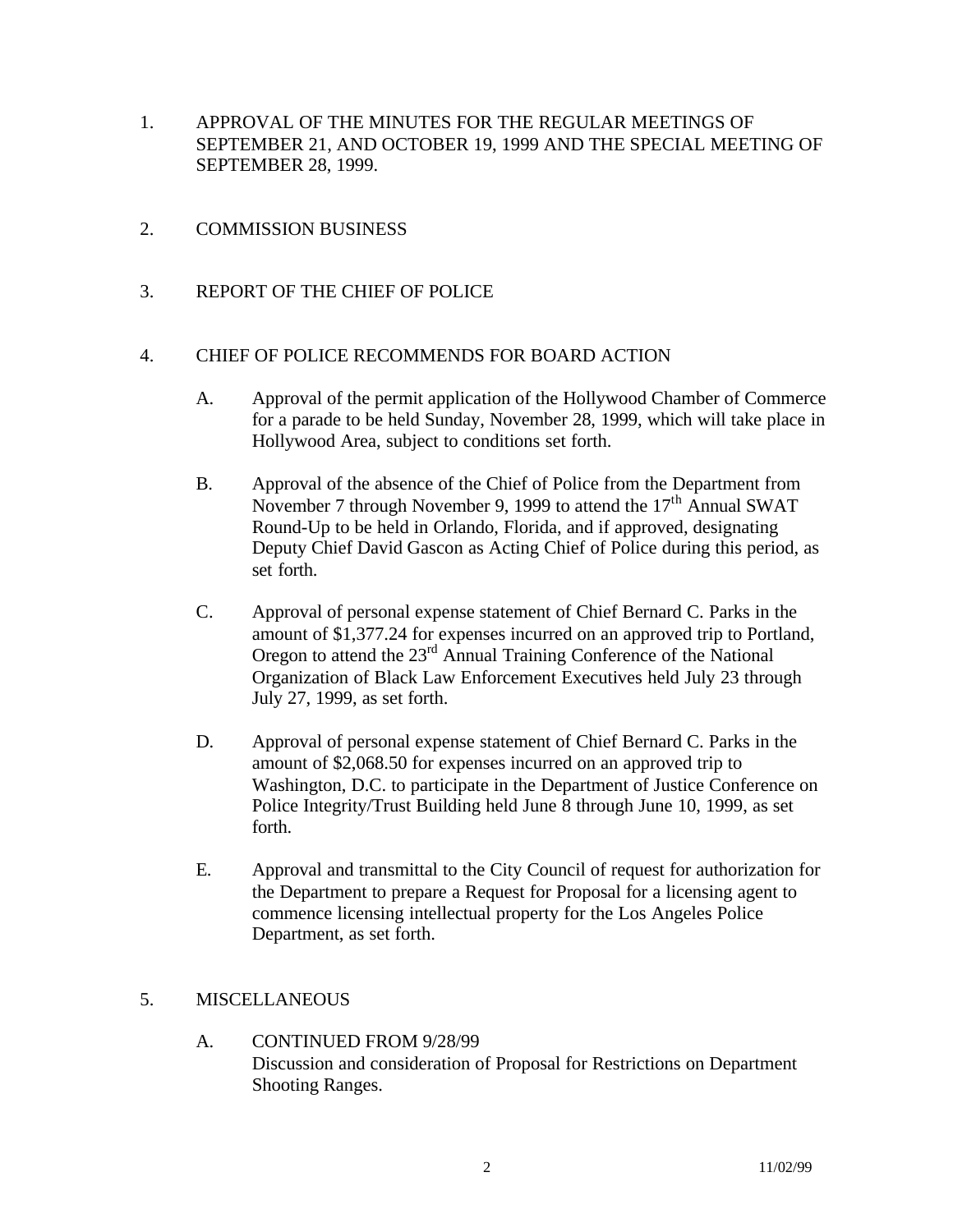1. APPROVAL OF THE MINUTES FOR THE REGULAR MEETINGS OF SEPTEMBER 21, AND OCTOBER 19, 1999 AND THE SPECIAL MEETING OF SEPTEMBER 28, 1999.

2. COMMISSION BUSINESS

3. REPORT OF THE CHIEF OF POLICE

4. CHIEF OF POLICE RECOMMENDS FOR BOARD ACTION

   A. Approval of the permit application of the Hollywood Chamber of Commerce for a parade to be held Sunday, November 28, 1999, which will take place in Hollywood Area, subject to conditions set forth.

   B. Approval of the absence of the Chief of Police from the Department from November 7 through November 9, 1999 to attend the 17th Annual SWAT Round-Up to be held in Orlando, Florida, and if approved, designating Deputy Chief David Gascon as Acting Chief of Police during this period, as set forth.

   C. Approval of personal expense statement of Chief Bernard C. Parks in the amount of $1,377.24 for expenses incurred on an approved trip to Portland, Oregon to attend the 23rd Annual Training Conference of the National Organization of Black Law Enforcement Executives held July 23 through July 27, 1999, as set forth.

   D. Approval of personal expense statement of Chief Bernard C. Parks in the amount of $2,068.50 for expenses incurred on an approved trip to Washington, D.C. to participate in the Department of Justice Conference on Police Integrity/Trust Building held June 8 through June 10, 1999, as set forth.

   E. Approval and transmittal to the City Council of request for authorization for the Department to prepare a Request for Proposal for a licensing agent to commence licensing intellectual property for the Los Angeles Police Department, as set forth.

5. MISCELLANEOUS

   A. CONTINUED FROM 9/28/99
   Discussion and consideration of Proposal for Restrictions on Department Shooting Ranges.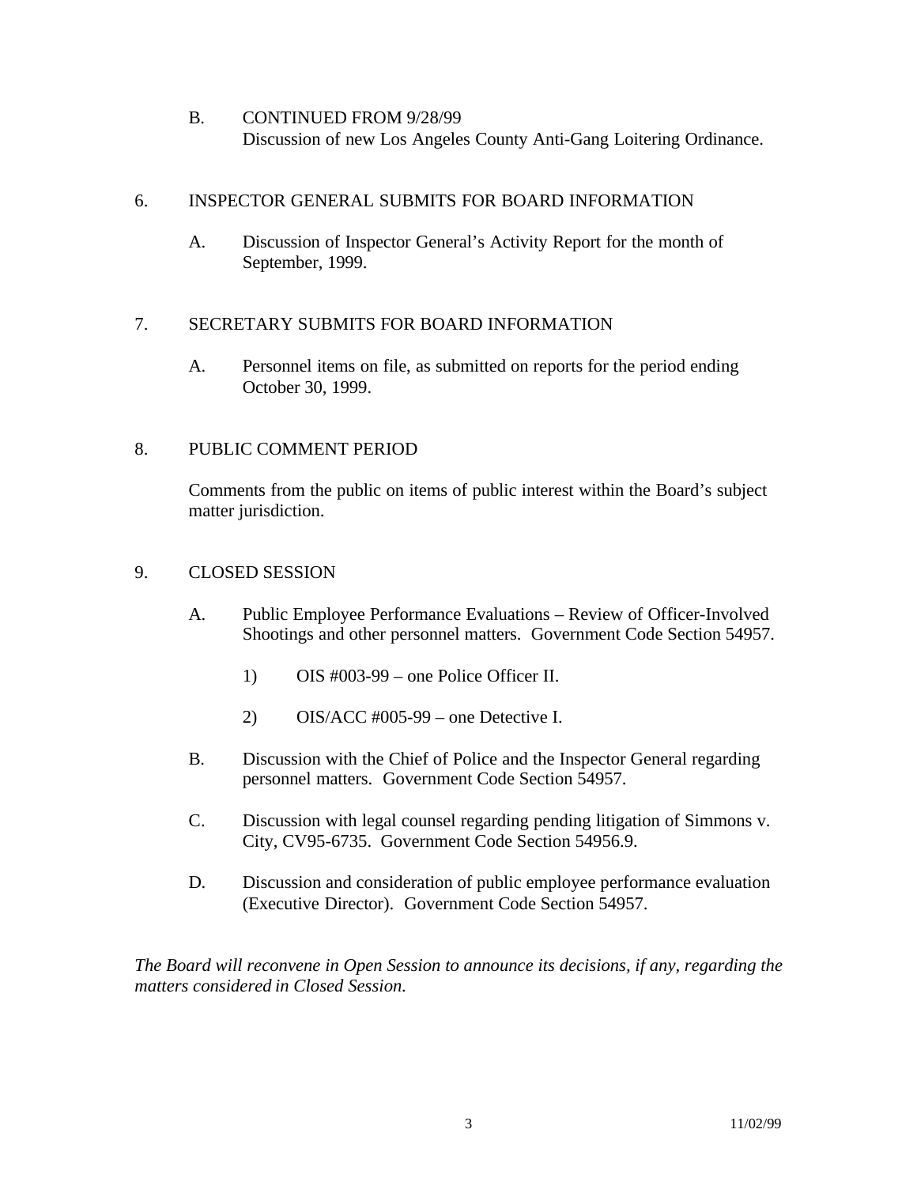B. CONTINUED FROM 9/28/99
Discussion of new Los Angeles County Anti-Gang Loitering Ordinance.

6. INSPECTOR GENERAL SUBMITS FOR BOARD INFORMATION

   A. Discussion of Inspector General's Activity Report for the month of September, 1999.

7. SECRETARY SUBMITS FOR BOARD INFORMATION

   A. Personnel items on file, as submitted on reports for the period ending October 30, 1999.

8. PUBLIC COMMENT PERIOD

   Comments from the public on items of public interest within the Board's subject matter jurisdiction.

9. CLOSED SESSION

   A. Public Employee Performance Evaluations – Review of Officer-Involved Shootings and other personnel matters. Government Code Section 54957.

      1) OIS #003-99 – one Police Officer II.

      2) OIS/ACC #005-99 – one Detective I.

   B. Discussion with the Chief of Police and the Inspector General regarding personnel matters. Government Code Section 54957.

   C. Discussion with legal counsel regarding pending litigation of Simmons v. City, CV95-6735. Government Code Section 54956.9.

   D. Discussion and consideration of public employee performance evaluation (Executive Director). Government Code Section 54957.

*The Board will reconvene in Open Session to announce its decisions, if any, regarding the matters considered in Closed Session.*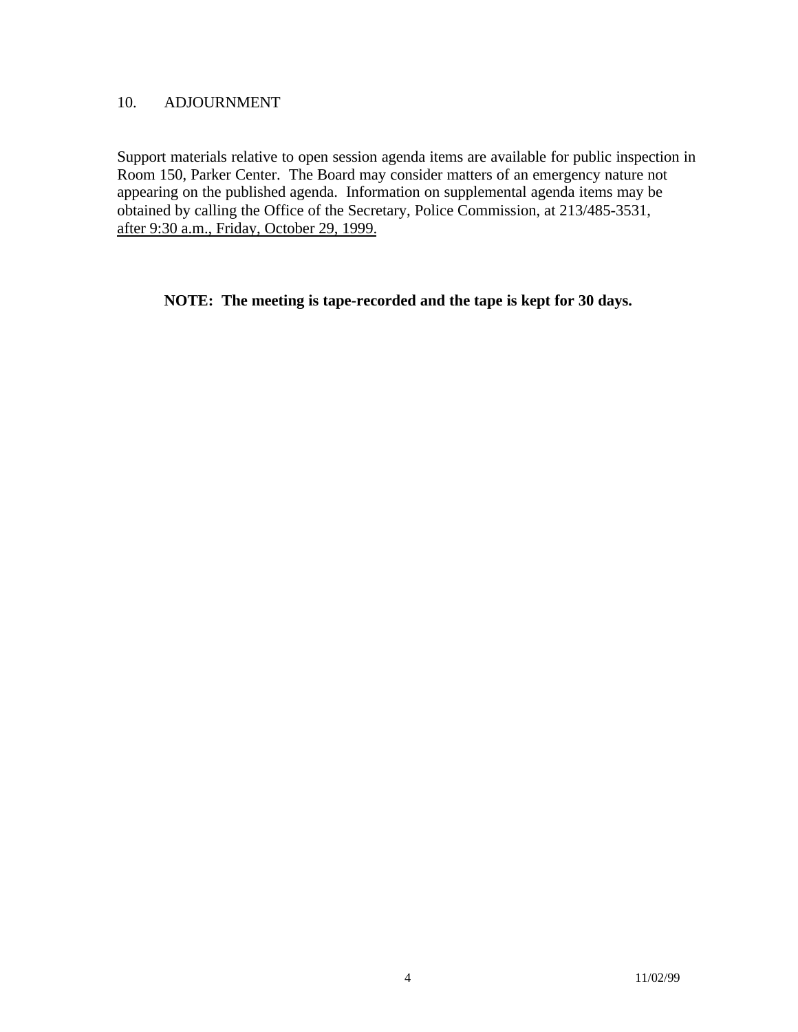10. ADJOURNMENT

Support materials relative to open session agenda items are available for public inspection in Room 150, Parker Center. The Board may consider matters of an emergency nature not appearing on the published agenda. Information on supplemental agenda items may be obtained by calling the Office of the Secretary, Police Commission, at 213/485-3531, after 9:30 a.m., Friday, October 29, 1999.

**NOTE: The meeting is tape-recorded and the tape is kept for 30 days.**